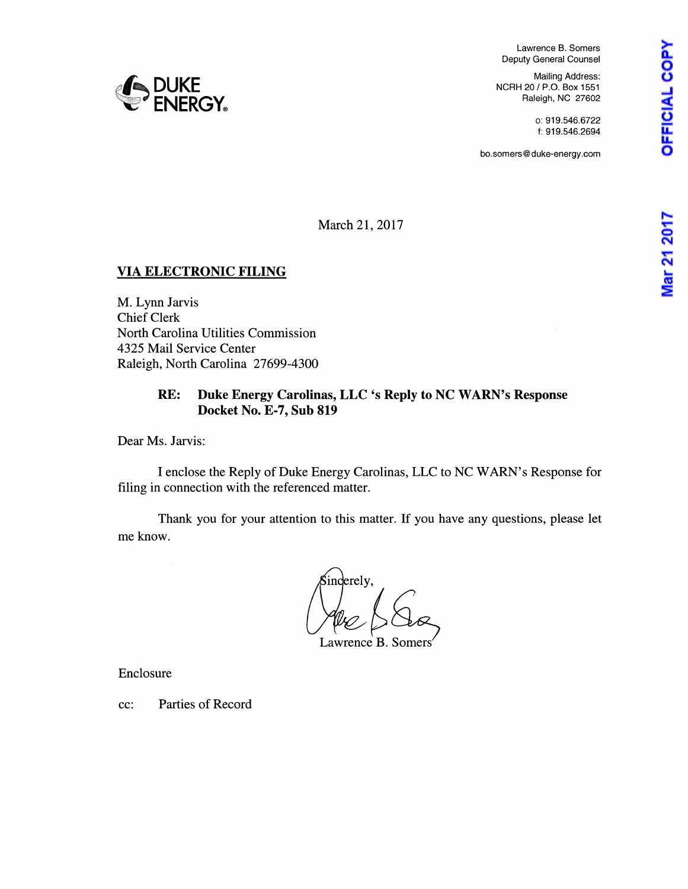DUKE ENERGY.

Lawrence B. Somers
Deputy General Counsel

Mailing Address:
NCRH 20 / P.O. Box 1551
Raleigh, NC 27602

o: 919.546.6722
f: 919.546.2694

bo.somers@duke-energy.com

OFFICIAL COPY

Mar 21 2017

March 21, 2017

**VIA ELECTRONIC FILING**

M. Lynn Jarvis
Chief Clerk
North Carolina Utilities Commission
4325 Mail Service Center
Raleigh, North Carolina 27699-4300

**RE: Duke Energy Carolinas, LLC 's Reply to NC WARN's Response**
**Docket No. E-7, Sub 819**

Dear Ms. Jarvis:

I enclose the Reply of Duke Energy Carolinas, LLC to NC WARN's Response for filing in connection with the referenced matter.

Thank you for your attention to this matter. If you have any questions, please let me know.

Sincerely,

Lawrence B. Somers

Enclosure

cc: Parties of Record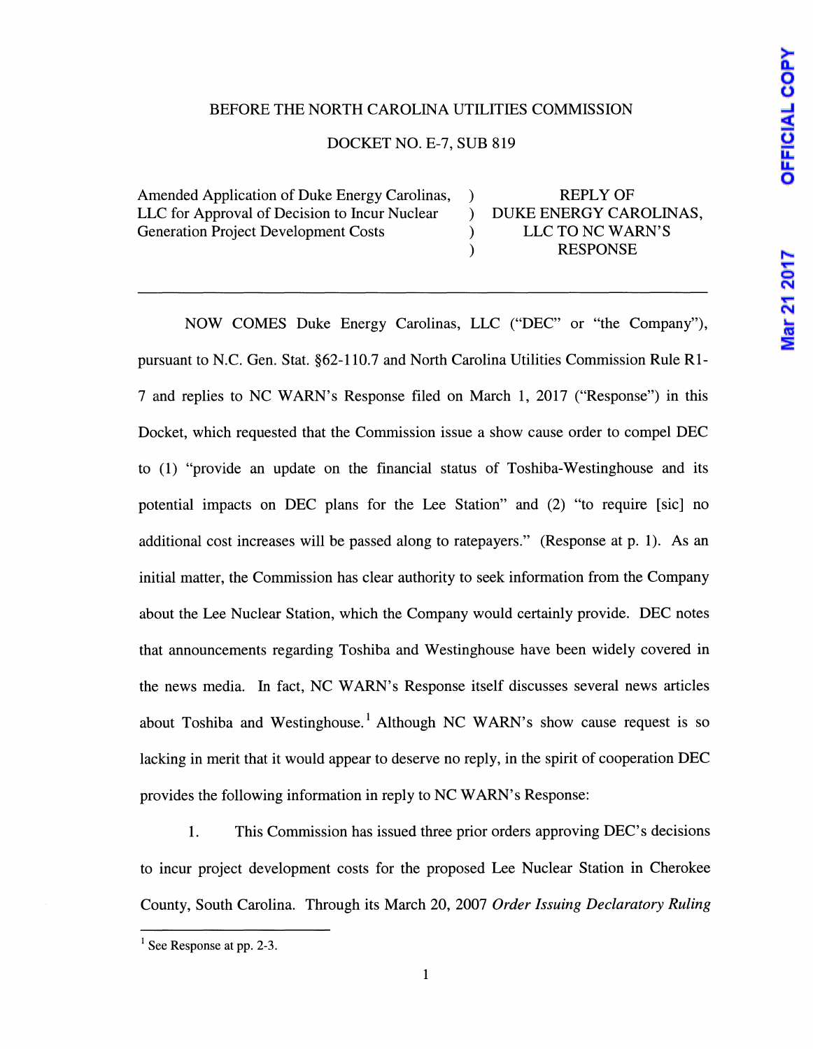BEFORE THE NORTH CAROLINA UTILITIES COMMISSION

DOCKET NO. E-7, SUB 819

| Amended Application of Duke Energy Carolinas, LLC for Approval of Decision to Incur Nuclear Generation Project Development Costs | ) ) ) ) | REPLY OF DUKE ENERGY CAROLINAS, LLC TO NC WARN'S RESPONSE |
|---|---|---|

---

NOW COMES Duke Energy Carolinas, LLC ("DEC" or "the Company"), pursuant to N.C. Gen. Stat. §62-110.7 and North Carolina Utilities Commission Rule R1-7 and replies to NC WARN's Response filed on March 1, 2017 ("Response") in this Docket, which requested that the Commission issue a show cause order to compel DEC to (1) "provide an update on the financial status of Toshiba-Westinghouse and its potential impacts on DEC plans for the Lee Station" and (2) "to require [sic] no additional cost increases will be passed along to ratepayers." (Response at p. 1). As an initial matter, the Commission has clear authority to seek information from the Company about the Lee Nuclear Station, which the Company would certainly provide. DEC notes that announcements regarding Toshiba and Westinghouse have been widely covered in the news media. In fact, NC WARN's Response itself discusses several news articles about Toshiba and Westinghouse.[1] Although NC WARN's show cause request is so lacking in merit that it would appear to deserve no reply, in the spirit of cooperation DEC provides the following information in reply to NC WARN's Response:

1. This Commission has issued three prior orders approving DEC's decisions to incur project development costs for the proposed Lee Nuclear Station in Cherokee County, South Carolina. Through its March 20, 2007 *Order Issuing Declaratory Ruling*

[1] See Response at pp. 2-3.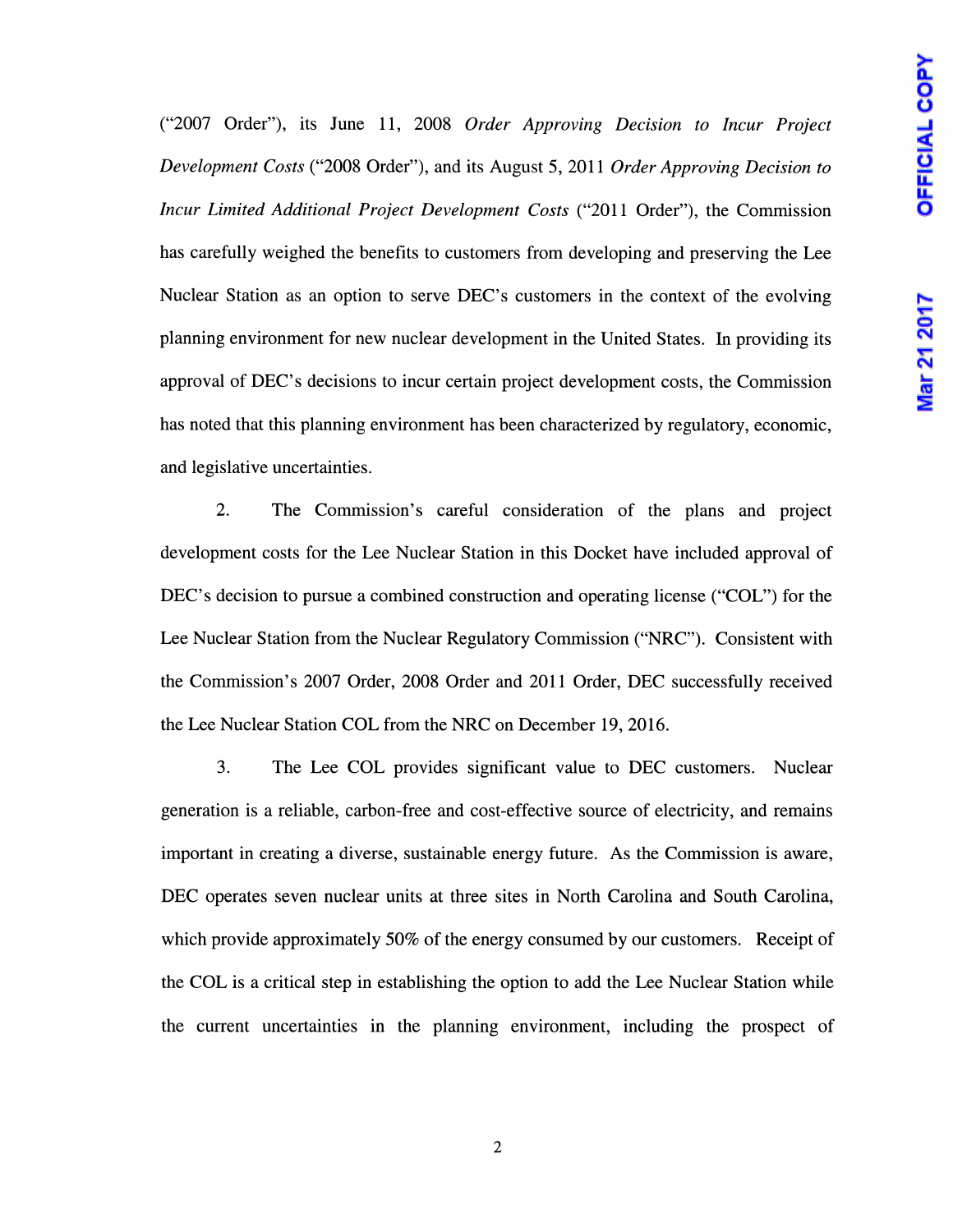("2007 Order"), its June 11, 2008 *Order Approving Decision to Incur Project Development Costs* ("2008 Order"), and its August 5, 2011 *Order Approving Decision to Incur Limited Additional Project Development Costs* ("2011 Order"), the Commission has carefully weighed the benefits to customers from developing and preserving the Lee Nuclear Station as an option to serve DEC's customers in the context of the evolving planning environment for new nuclear development in the United States. In providing its approval of DEC's decisions to incur certain project development costs, the Commission has noted that this planning environment has been characterized by regulatory, economic, and legislative uncertainties.

2. The Commission's careful consideration of the plans and project development costs for the Lee Nuclear Station in this Docket have included approval of DEC's decision to pursue a combined construction and operating license ("COL") for the Lee Nuclear Station from the Nuclear Regulatory Commission ("NRC"). Consistent with the Commission's 2007 Order, 2008 Order and 2011 Order, DEC successfully received the Lee Nuclear Station COL from the NRC on December 19, 2016.

3. The Lee COL provides significant value to DEC customers. Nuclear generation is a reliable, carbon-free and cost-effective source of electricity, and remains important in creating a diverse, sustainable energy future. As the Commission is aware, DEC operates seven nuclear units at three sites in North Carolina and South Carolina, which provide approximately 50% of the energy consumed by our customers. Receipt of the COL is a critical step in establishing the option to add the Lee Nuclear Station while the current uncertainties in the planning environment, including the prospect of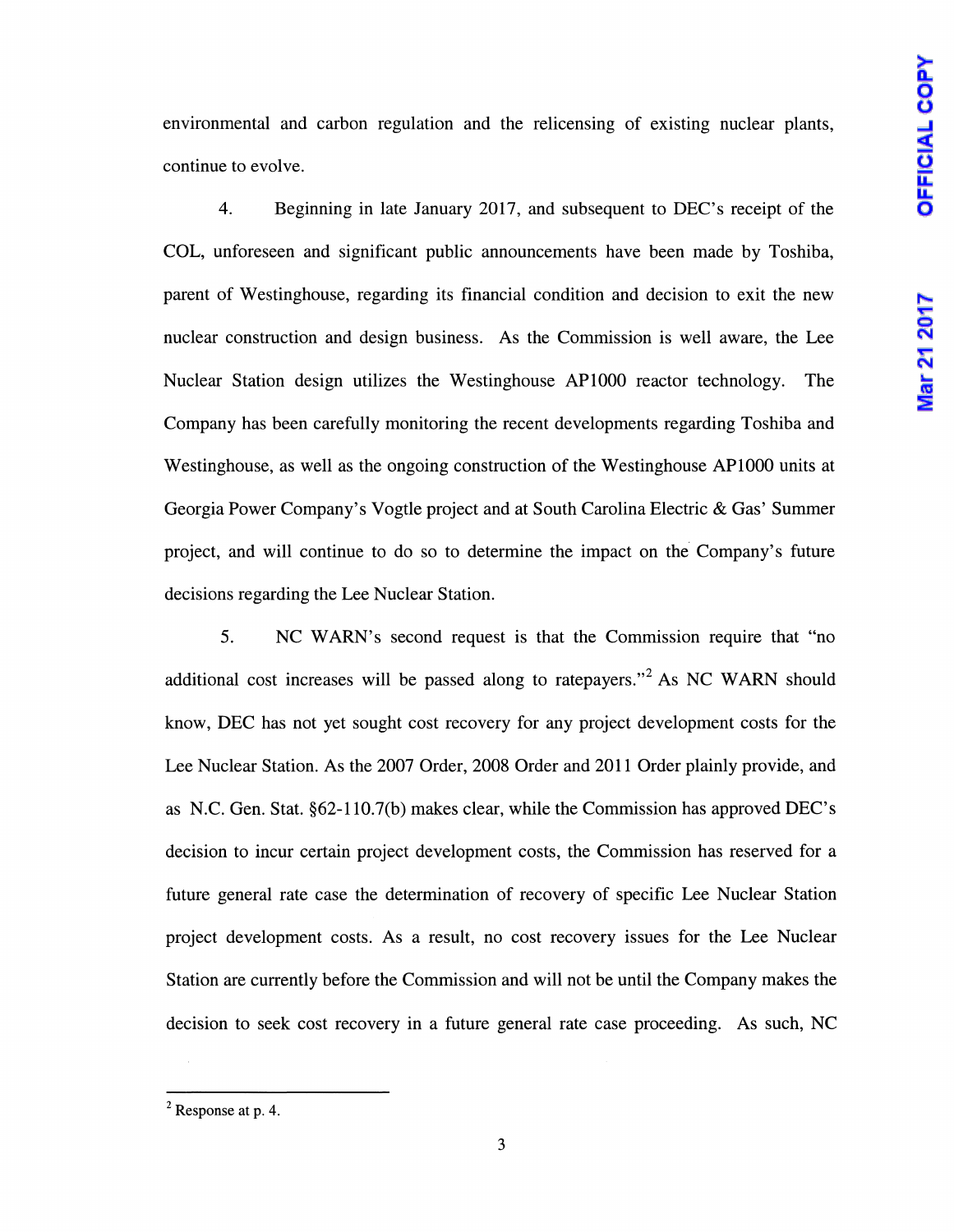environmental and carbon regulation and the relicensing of existing nuclear plants, continue to evolve.

4. Beginning in late January 2017, and subsequent to DEC's receipt of the COL, unforeseen and significant public announcements have been made by Toshiba, parent of Westinghouse, regarding its financial condition and decision to exit the new nuclear construction and design business. As the Commission is well aware, the Lee Nuclear Station design utilizes the Westinghouse AP1000 reactor technology. The Company has been carefully monitoring the recent developments regarding Toshiba and Westinghouse, as well as the ongoing construction of the Westinghouse AP1000 units at Georgia Power Company's Vogtle project and at South Carolina Electric & Gas' Summer project, and will continue to do so to determine the impact on the Company's future decisions regarding the Lee Nuclear Station.

5. NC WARN's second request is that the Commission require that "no additional cost increases will be passed along to ratepayers."[2] As NC WARN should know, DEC has not yet sought cost recovery for any project development costs for the Lee Nuclear Station. As the 2007 Order, 2008 Order and 2011 Order plainly provide, and as N.C. Gen. Stat. §62-110.7(b) makes clear, while the Commission has approved DEC's decision to incur certain project development costs, the Commission has reserved for a future general rate case the determination of recovery of specific Lee Nuclear Station project development costs. As a result, no cost recovery issues for the Lee Nuclear Station are currently before the Commission and will not be until the Company makes the decision to seek cost recovery in a future general rate case proceeding. As such, NC

[2] Response at p. 4.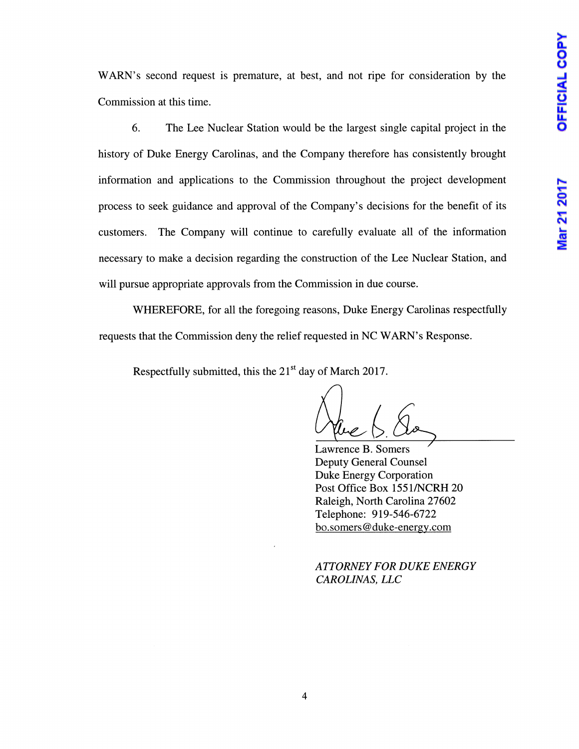WARN's second request is premature, at best, and not ripe for consideration by the Commission at this time.

6. The Lee Nuclear Station would be the largest single capital project in the history of Duke Energy Carolinas, and the Company therefore has consistently brought information and applications to the Commission throughout the project development process to seek guidance and approval of the Company's decisions for the benefit of its customers. The Company will continue to carefully evaluate all of the information necessary to make a decision regarding the construction of the Lee Nuclear Station, and will pursue appropriate approvals from the Commission in due course.

WHEREFORE, for all the foregoing reasons, Duke Energy Carolinas respectfully requests that the Commission deny the relief requested in NC WARN's Response.

Respectfully submitted, this the 21st day of March 2017.

Lawrence B. Somers
Deputy General Counsel
Duke Energy Corporation
Post Office Box 1551/NCRH 20
Raleigh, North Carolina 27602
Telephone: 919-546-6722
bo.somers@duke-energy.com

*ATTORNEY FOR DUKE ENERGY CAROLINAS, LLC*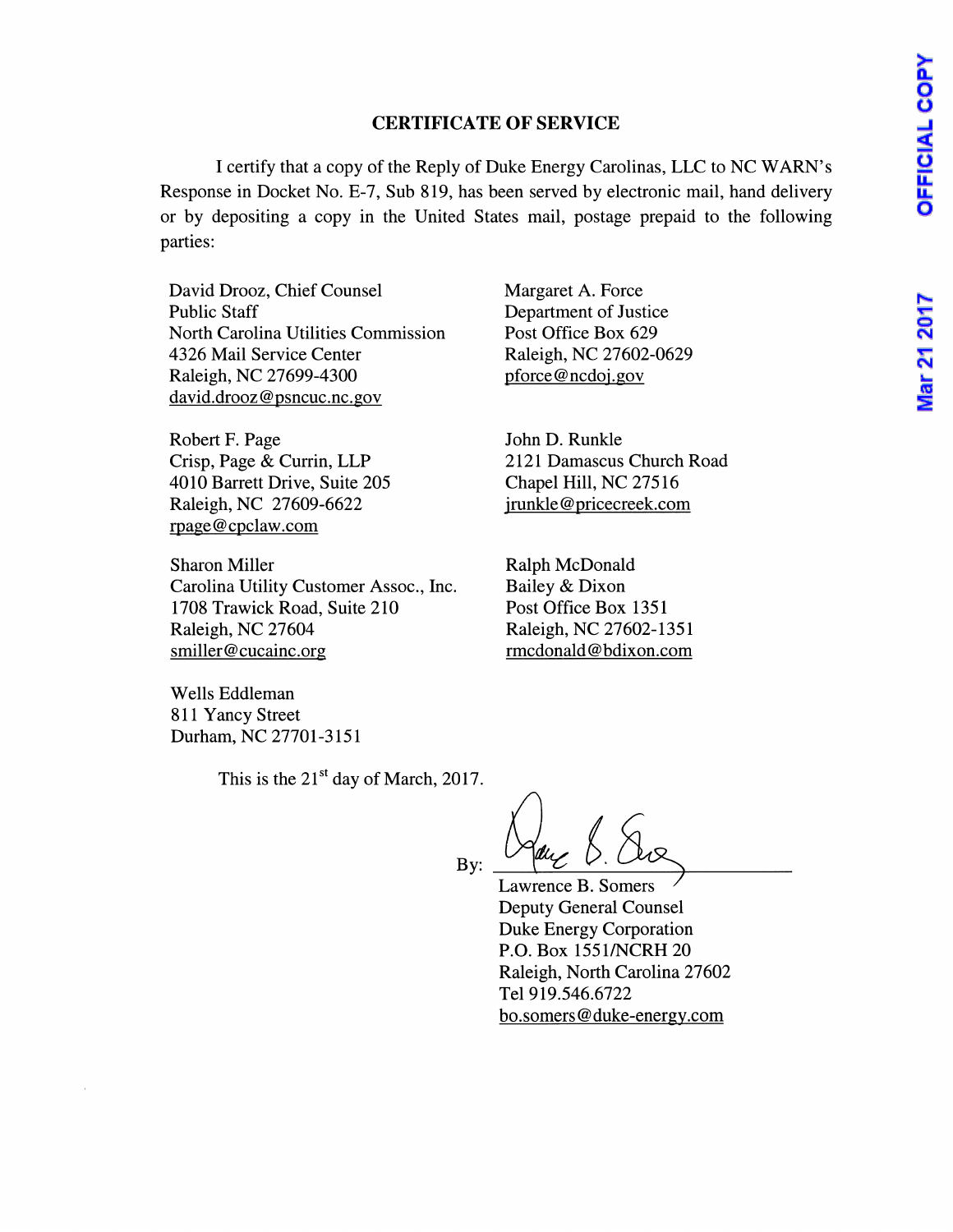## CERTIFICATE OF SERVICE

I certify that a copy of the Reply of Duke Energy Carolinas, LLC to NC WARN's Response in Docket No. E-7, Sub 819, has been served by electronic mail, hand delivery or by depositing a copy in the United States mail, postage prepaid to the following parties:

David Drooz, Chief Counsel
Public Staff
North Carolina Utilities Commission
4326 Mail Service Center
Raleigh, NC 27699-4300
david.drooz@psncuc.nc.gov

Margaret A. Force
Department of Justice
Post Office Box 629
Raleigh, NC 27602-0629
pforce@ncdoj.gov

Robert F. Page
Crisp, Page & Currin, LLP
4010 Barrett Drive, Suite 205
Raleigh, NC 27609-6622
rpage@cpclaw.com

John D. Runkle
2121 Damascus Church Road
Chapel Hill, NC 27516
jrunkle@pricecreek.com

Sharon Miller
Carolina Utility Customer Assoc., Inc.
1708 Trawick Road, Suite 210
Raleigh, NC 27604
smiller@cucainc.org

Ralph McDonald
Bailey & Dixon
Post Office Box 1351
Raleigh, NC 27602-1351
rmcdonald@bdixon.com

Wells Eddleman
811 Yancy Street
Durham, NC 27701-3151

This is the 21st day of March, 2017.

By: ______________________

Lawrence B. Somers
Deputy General Counsel
Duke Energy Corporation
P.O. Box 1551/NCRH 20
Raleigh, North Carolina 27602
Tel 919.546.6722
bo.somers@duke-energy.com